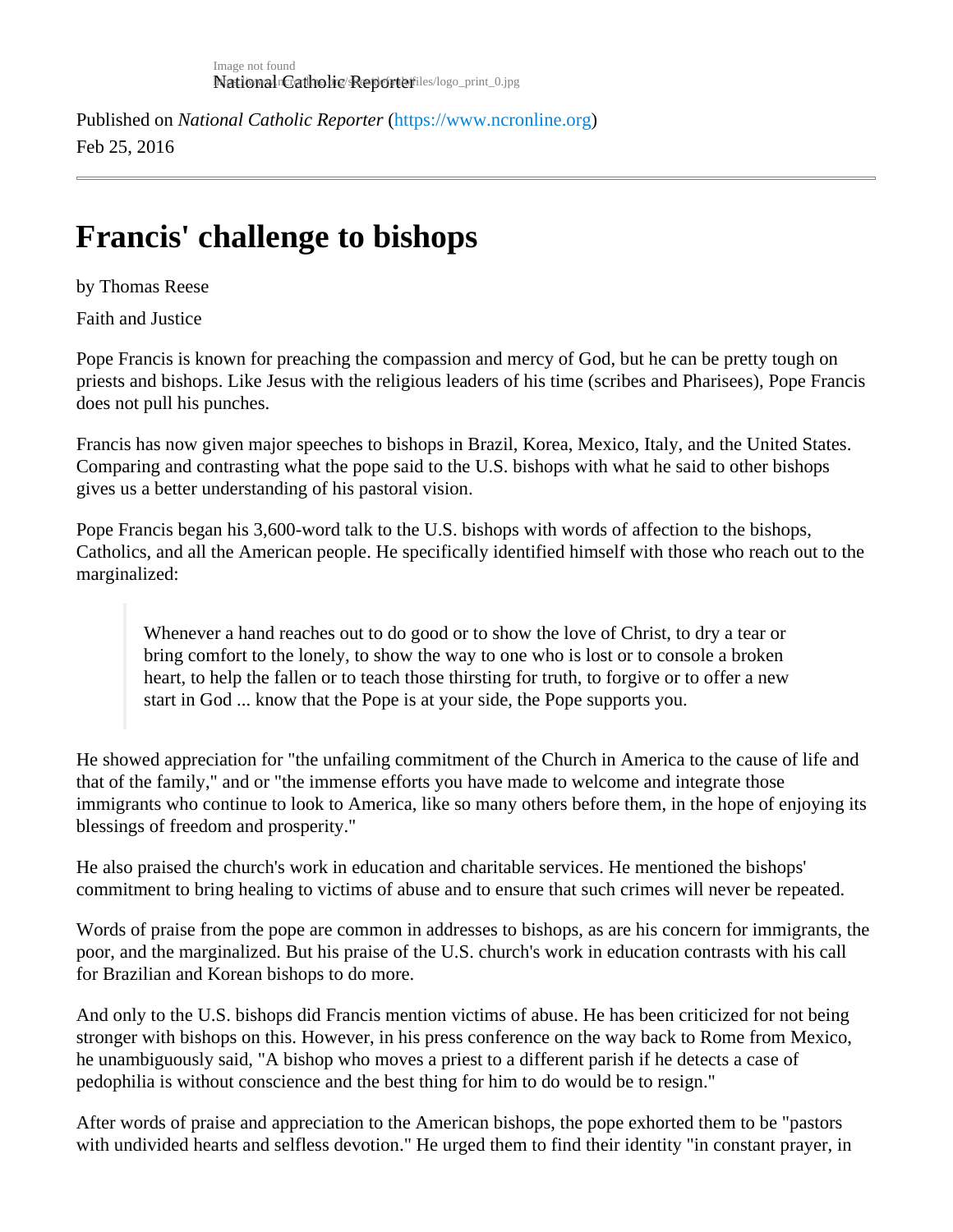Published on *National Catholic Reporter* (https://www.ncronline.org)
Feb 25, 2016

---

# Francis' challenge to bishops

by Thomas Reese

Faith and Justice

Pope Francis is known for preaching the compassion and mercy of God, but he can be pretty tough on priests and bishops. Like Jesus with the religious leaders of his time (scribes and Pharisees), Pope Francis does not pull his punches.

Francis has now given major speeches to bishops in Brazil, Korea, Mexico, Italy, and the United States. Comparing and contrasting what the pope said to the U.S. bishops with what he said to other bishops gives us a better understanding of his pastoral vision.

Pope Francis began his 3,600-word talk to the U.S. bishops with words of affection to the bishops, Catholics, and all the American people. He specifically identified himself with those who reach out to the marginalized:

> Whenever a hand reaches out to do good or to show the love of Christ, to dry a tear or bring comfort to the lonely, to show the way to one who is lost or to console a broken heart, to help the fallen or to teach those thirsting for truth, to forgive or to offer a new start in God ... know that the Pope is at your side, the Pope supports you.

He showed appreciation for "the unfailing commitment of the Church in America to the cause of life and that of the family," and or "the immense efforts you have made to welcome and integrate those immigrants who continue to look to America, like so many others before them, in the hope of enjoying its blessings of freedom and prosperity."

He also praised the church's work in education and charitable services. He mentioned the bishops' commitment to bring healing to victims of abuse and to ensure that such crimes will never be repeated.

Words of praise from the pope are common in addresses to bishops, as are his concern for immigrants, the poor, and the marginalized. But his praise of the U.S. church's work in education contrasts with his call for Brazilian and Korean bishops to do more.

And only to the U.S. bishops did Francis mention victims of abuse. He has been criticized for not being stronger with bishops on this. However, in his press conference on the way back to Rome from Mexico, he unambiguously said, "A bishop who moves a priest to a different parish if he detects a case of pedophilia is without conscience and the best thing for him to do would be to resign."

After words of praise and appreciation to the American bishops, the pope exhorted them to be "pastors with undivided hearts and selfless devotion." He urged them to find their identity "in constant prayer, in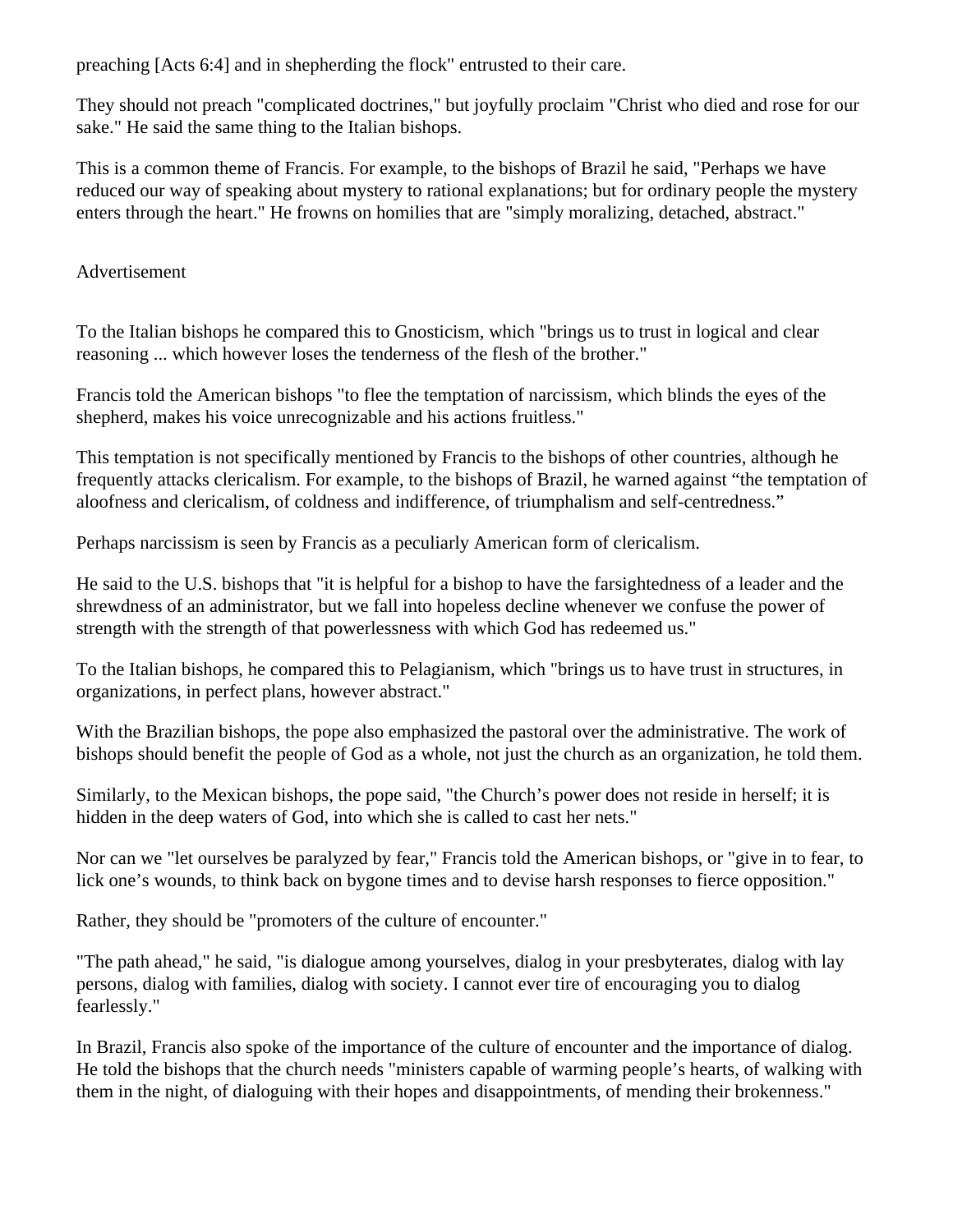preaching [Acts 6:4] and in shepherding the flock" entrusted to their care.

They should not preach "complicated doctrines," but joyfully proclaim "Christ who died and rose for our sake." He said the same thing to the Italian bishops.

This is a common theme of Francis. For example, to the bishops of Brazil he said, "Perhaps we have reduced our way of speaking about mystery to rational explanations; but for ordinary people the mystery enters through the heart." He frowns on homilies that are "simply moralizing, detached, abstract."

Advertisement

To the Italian bishops he compared this to Gnosticism, which "brings us to trust in logical and clear reasoning ... which however loses the tenderness of the flesh of the brother."

Francis told the American bishops "to flee the temptation of narcissism, which blinds the eyes of the shepherd, makes his voice unrecognizable and his actions fruitless."

This temptation is not specifically mentioned by Francis to the bishops of other countries, although he frequently attacks clericalism. For example, to the bishops of Brazil, he warned against “the temptation of aloofness and clericalism, of coldness and indifference, of triumphalism and self-centredness.”

Perhaps narcissism is seen by Francis as a peculiarly American form of clericalism.

He said to the U.S. bishops that "it is helpful for a bishop to have the farsightedness of a leader and the shrewdness of an administrator, but we fall into hopeless decline whenever we confuse the power of strength with the strength of that powerlessness with which God has redeemed us."

To the Italian bishops, he compared this to Pelagianism, which "brings us to have trust in structures, in organizations, in perfect plans, however abstract."

With the Brazilian bishops, the pope also emphasized the pastoral over the administrative. The work of bishops should benefit the people of God as a whole, not just the church as an organization, he told them.

Similarly, to the Mexican bishops, the pope said, "the Church’s power does not reside in herself; it is hidden in the deep waters of God, into which she is called to cast her nets."

Nor can we "let ourselves be paralyzed by fear," Francis told the American bishops, or "give in to fear, to lick one’s wounds, to think back on bygone times and to devise harsh responses to fierce opposition."

Rather, they should be "promoters of the culture of encounter."

"The path ahead," he said, "is dialogue among yourselves, dialog in your presbyterates, dialog with lay persons, dialog with families, dialog with society. I cannot ever tire of encouraging you to dialog fearlessly."

In Brazil, Francis also spoke of the importance of the culture of encounter and the importance of dialog. He told the bishops that the church needs "ministers capable of warming people’s hearts, of walking with them in the night, of dialoguing with their hopes and disappointments, of mending their brokenness."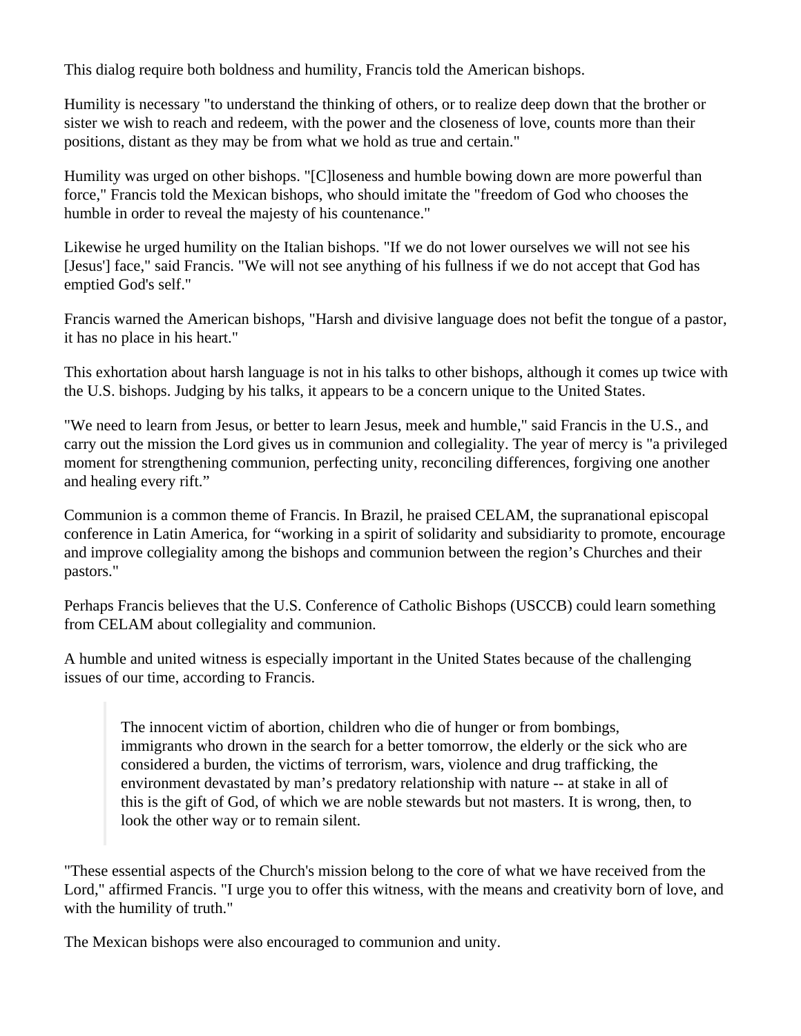This dialog require both boldness and humility, Francis told the American bishops.

Humility is necessary "to understand the thinking of others, or to realize deep down that the brother or sister we wish to reach and redeem, with the power and the closeness of love, counts more than their positions, distant as they may be from what we hold as true and certain."

Humility was urged on other bishops. "[C]loseness and humble bowing down are more powerful than force," Francis told the Mexican bishops, who should imitate the "freedom of God who chooses the humble in order to reveal the majesty of his countenance."

Likewise he urged humility on the Italian bishops. "If we do not lower ourselves we will not see his [Jesus'] face," said Francis. "We will not see anything of his fullness if we do not accept that God has emptied God's self."

Francis warned the American bishops, "Harsh and divisive language does not befit the tongue of a pastor, it has no place in his heart."

This exhortation about harsh language is not in his talks to other bishops, although it comes up twice with the U.S. bishops. Judging by his talks, it appears to be a concern unique to the United States.

"We need to learn from Jesus, or better to learn Jesus, meek and humble," said Francis in the U.S., and carry out the mission the Lord gives us in communion and collegiality. The year of mercy is "a privileged moment for strengthening communion, perfecting unity, reconciling differences, forgiving one another and healing every rift."

Communion is a common theme of Francis. In Brazil, he praised CELAM, the supranational episcopal conference in Latin America, for "working in a spirit of solidarity and subsidiarity to promote, encourage and improve collegiality among the bishops and communion between the region's Churches and their pastors."

Perhaps Francis believes that the U.S. Conference of Catholic Bishops (USCCB) could learn something from CELAM about collegiality and communion.

A humble and united witness is especially important in the United States because of the challenging issues of our time, according to Francis.

> The innocent victim of abortion, children who die of hunger or from bombings, immigrants who drown in the search for a better tomorrow, the elderly or the sick who are considered a burden, the victims of terrorism, wars, violence and drug trafficking, the environment devastated by man's predatory relationship with nature -- at stake in all of this is the gift of God, of which we are noble stewards but not masters. It is wrong, then, to look the other way or to remain silent.

"These essential aspects of the Church's mission belong to the core of what we have received from the Lord," affirmed Francis. "I urge you to offer this witness, with the means and creativity born of love, and with the humility of truth."

The Mexican bishops were also encouraged to communion and unity.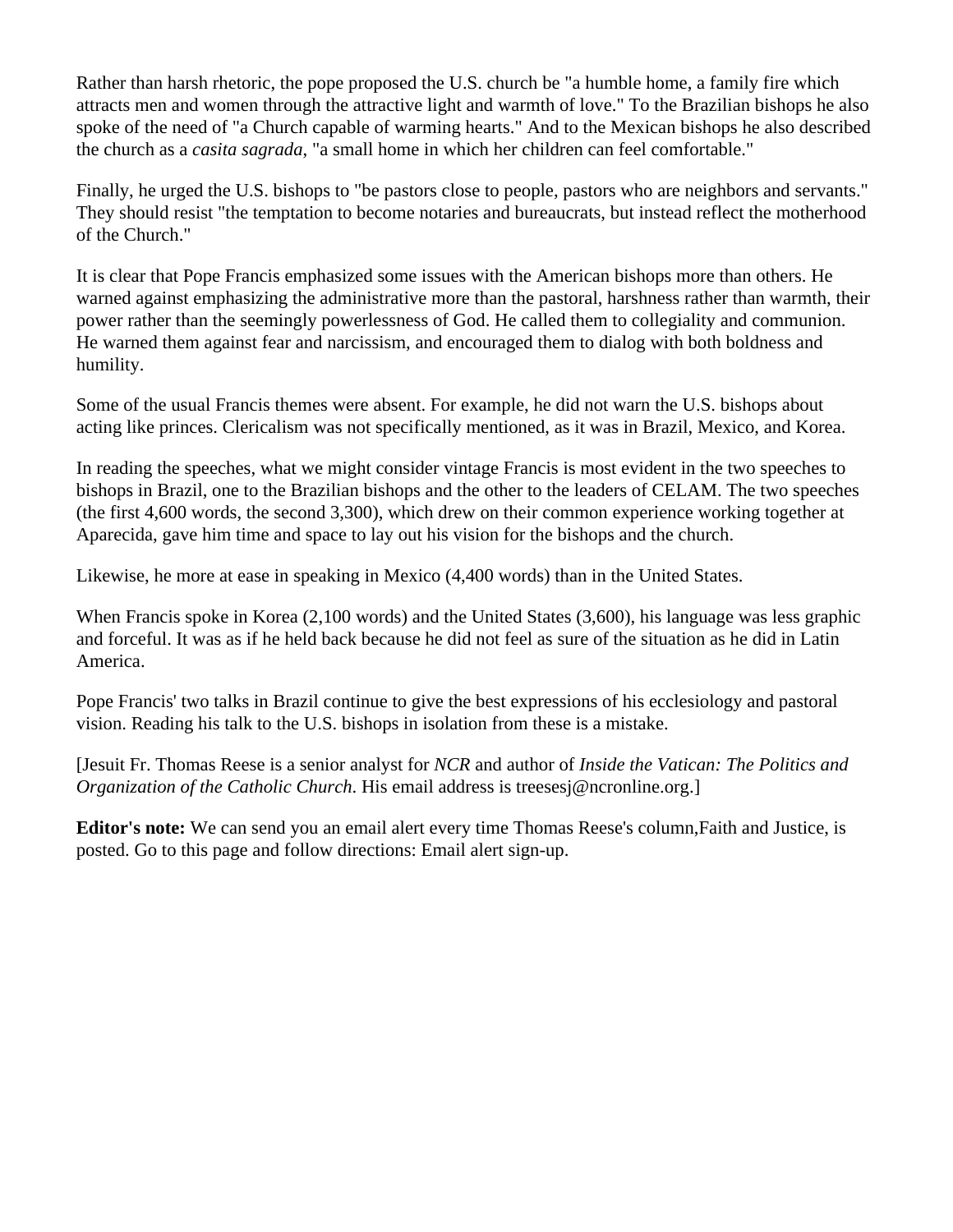Rather than harsh rhetoric, the pope proposed the U.S. church be "a humble home, a family fire which attracts men and women through the attractive light and warmth of love." To the Brazilian bishops he also spoke of the need of "a Church capable of warming hearts." And to the Mexican bishops he also described the church as a *casita sagrada*, "a small home in which her children can feel comfortable."

Finally, he urged the U.S. bishops to "be pastors close to people, pastors who are neighbors and servants." They should resist "the temptation to become notaries and bureaucrats, but instead reflect the motherhood of the Church."

It is clear that Pope Francis emphasized some issues with the American bishops more than others. He warned against emphasizing the administrative more than the pastoral, harshness rather than warmth, their power rather than the seemingly powerlessness of God. He called them to collegiality and communion. He warned them against fear and narcissism, and encouraged them to dialog with both boldness and humility.

Some of the usual Francis themes were absent. For example, he did not warn the U.S. bishops about acting like princes. Clericalism was not specifically mentioned, as it was in Brazil, Mexico, and Korea.

In reading the speeches, what we might consider vintage Francis is most evident in the two speeches to bishops in Brazil, one to the Brazilian bishops and the other to the leaders of CELAM. The two speeches (the first 4,600 words, the second 3,300), which drew on their common experience working together at Aparecida, gave him time and space to lay out his vision for the bishops and the church.

Likewise, he more at ease in speaking in Mexico (4,400 words) than in the United States.

When Francis spoke in Korea (2,100 words) and the United States (3,600), his language was less graphic and forceful. It was as if he held back because he did not feel as sure of the situation as he did in Latin America.

Pope Francis' two talks in Brazil continue to give the best expressions of his ecclesiology and pastoral vision. Reading his talk to the U.S. bishops in isolation from these is a mistake.

[Jesuit Fr. Thomas Reese is a senior analyst for *NCR* and author of *Inside the Vatican: The Politics and Organization of the Catholic Church*. His email address is treesesj@ncronline.org.]

**Editor's note:** We can send you an email alert every time Thomas Reese's column,Faith and Justice, is posted. Go to this page and follow directions: Email alert sign-up.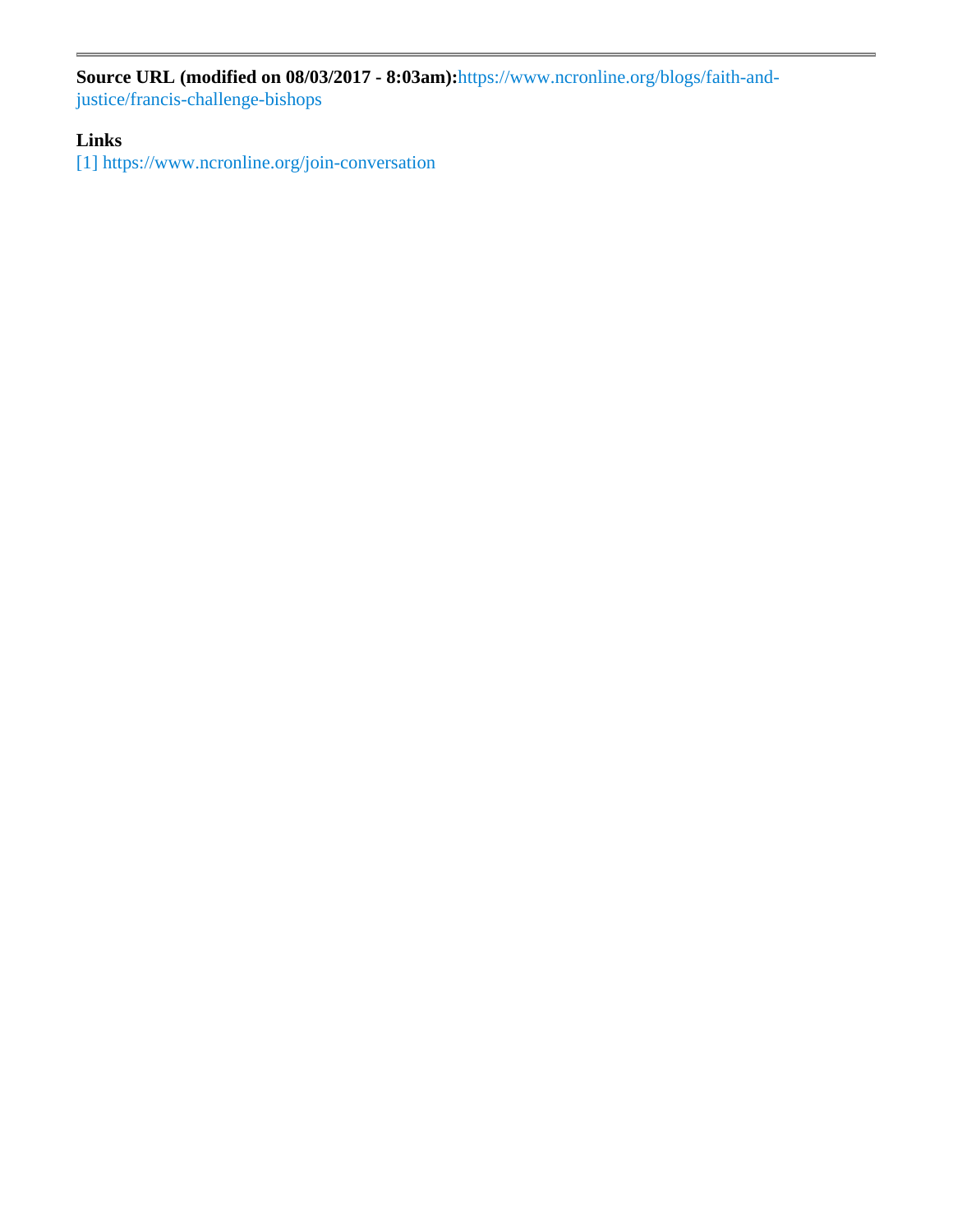---

**Source URL (modified on 08/03/2017 - 8:03am):**https://www.ncronline.org/blogs/faith-and-justice/francis-challenge-bishops

**Links**
[1] https://www.ncronline.org/join-conversation